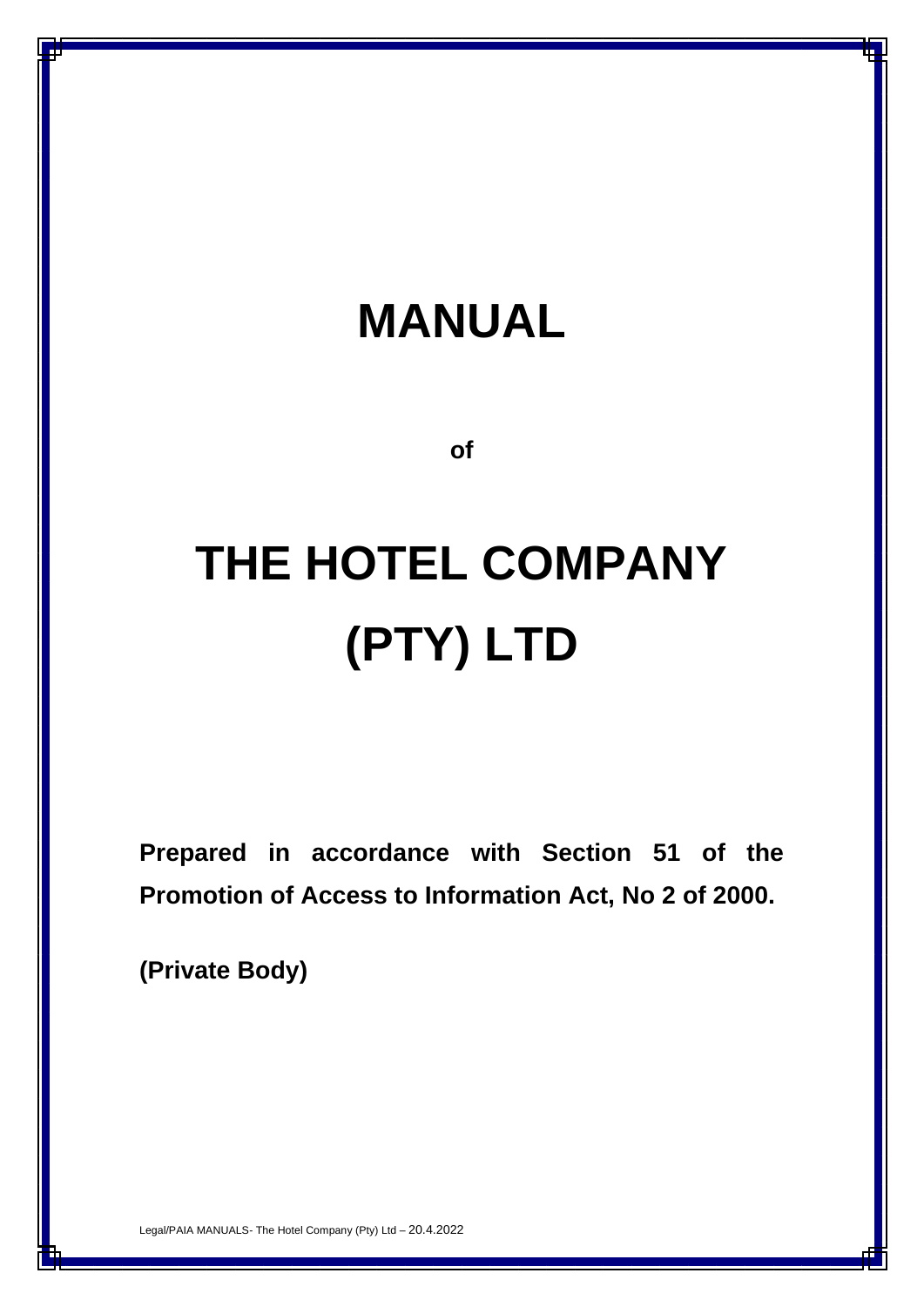# MANUAL

**of**

# THE HOTEL COMPANY (PTY) LTD

**Prepared in accordance with Section 51 of the Promotion of Access to Information Act, No 2 of 2000.**

**(Private Body)**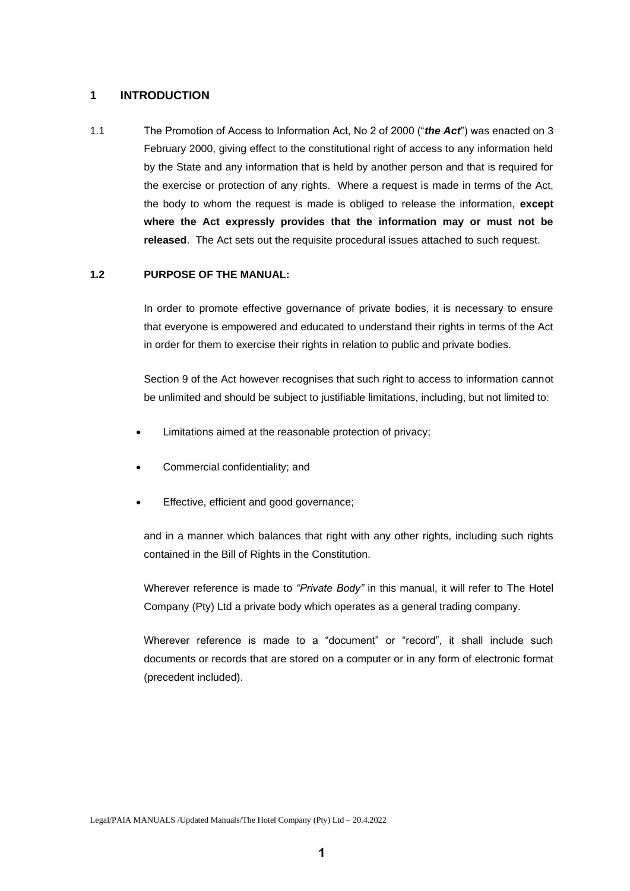# 1 INTRODUCTION

1.1 The Promotion of Access to Information Act, No 2 of 2000 ("***the Act***") was enacted on 3 February 2000, giving effect to the constitutional right of access to any information held by the State and any information that is held by another person and that is required for the exercise or protection of any rights. Where a request is made in terms of the Act, the body to whom the request is made is obliged to release the information, **except where the Act expressly provides that the information may or must not be released**. The Act sets out the requisite procedural issues attached to such request.

## 1.2 PURPOSE OF THE MANUAL:

In order to promote effective governance of private bodies, it is necessary to ensure that everyone is empowered and educated to understand their rights in terms of the Act in order for them to exercise their rights in relation to public and private bodies.

Section 9 of the Act however recognises that such right to access to information cannot be unlimited and should be subject to justifiable limitations, including, but not limited to:

- Limitations aimed at the reasonable protection of privacy;
- Commercial confidentiality; and
- Effective, efficient and good governance;

and in a manner which balances that right with any other rights, including such rights contained in the Bill of Rights in the Constitution.

Wherever reference is made to *"Private Body"* in this manual, it will refer to The Hotel Company (Pty) Ltd a private body which operates as a general trading company.

Wherever reference is made to a "document" or "record", it shall include such documents or records that are stored on a computer or in any form of electronic format (precedent included).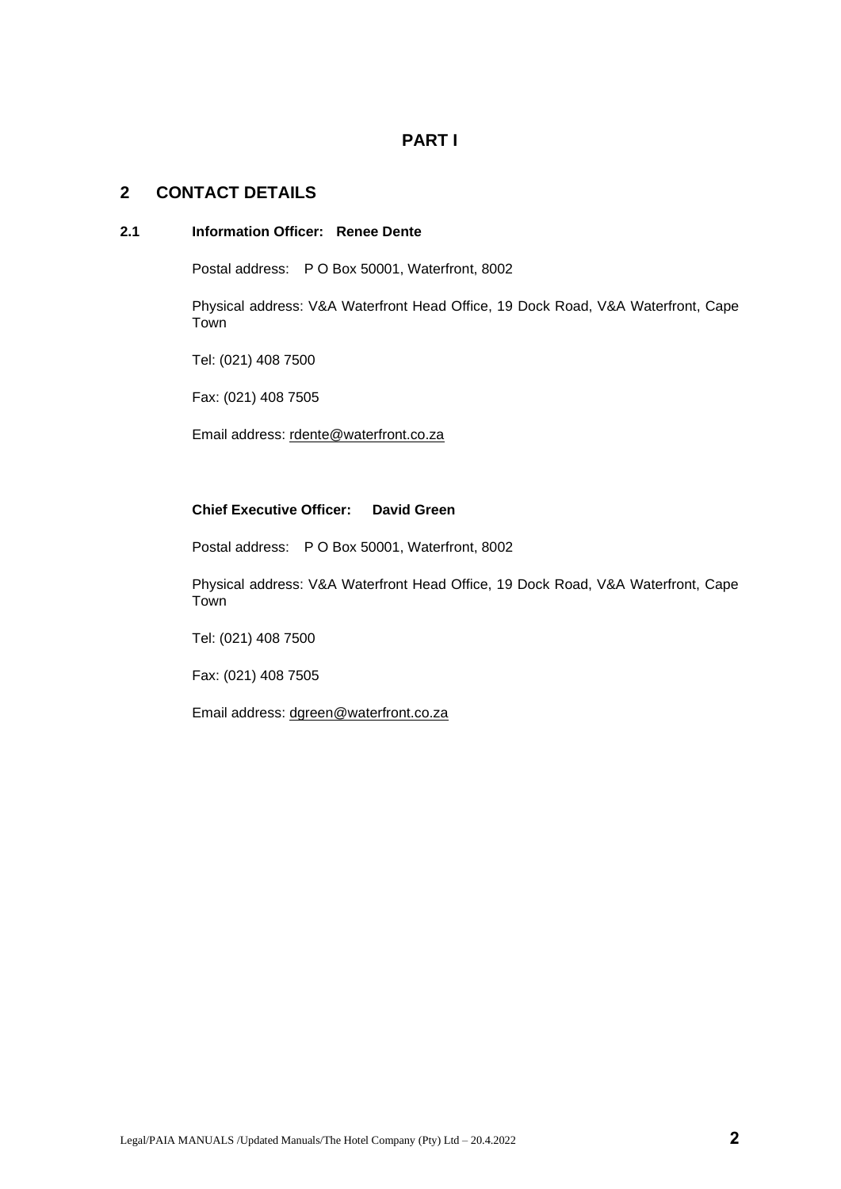# PART I

## 2 CONTACT DETAILS

### 2.1 Information Officer: Renee Dente

Postal address: P O Box 50001, Waterfront, 8002

Physical address: V&A Waterfront Head Office, 19 Dock Road, V&A Waterfront, Cape Town

Tel: (021) 408 7500

Fax: (021) 408 7505

Email address: rdente@waterfront.co.za

**Chief Executive Officer: David Green**

Postal address: P O Box 50001, Waterfront, 8002

Physical address: V&A Waterfront Head Office, 19 Dock Road, V&A Waterfront, Cape Town

Tel: (021) 408 7500

Fax: (021) 408 7505

Email address: dgreen@waterfront.co.za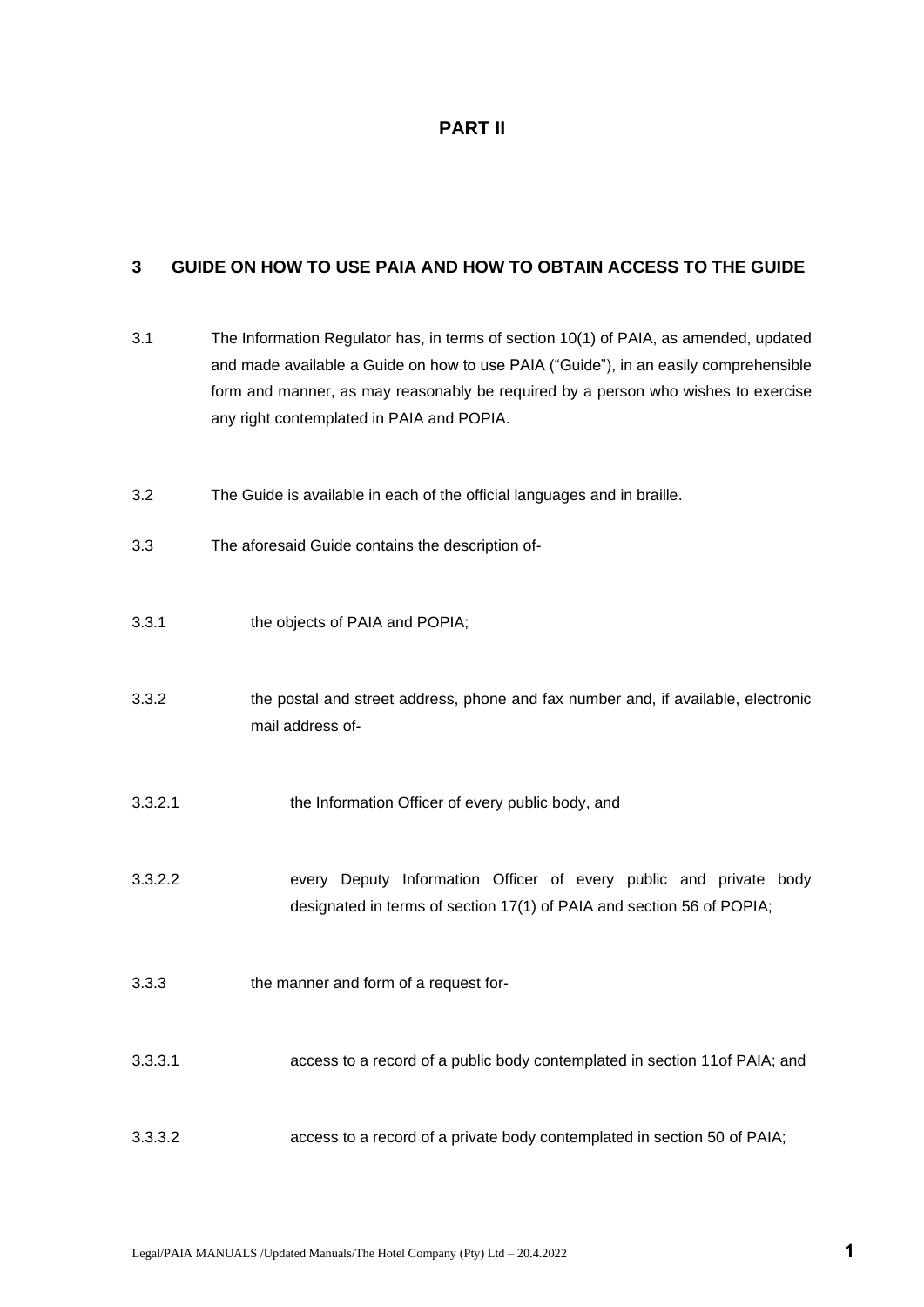# PART II

## 3 GUIDE ON HOW TO USE PAIA AND HOW TO OBTAIN ACCESS TO THE GUIDE

3.1 The Information Regulator has, in terms of section 10(1) of PAIA, as amended, updated and made available a Guide on how to use PAIA ("Guide"), in an easily comprehensible form and manner, as may reasonably be required by a person who wishes to exercise any right contemplated in PAIA and POPIA.

3.2 The Guide is available in each of the official languages and in braille.

3.3 The aforesaid Guide contains the description of-

3.3.1 the objects of PAIA and POPIA;

3.3.2 the postal and street address, phone and fax number and, if available, electronic mail address of-

3.3.2.1 the Information Officer of every public body, and

3.3.2.2 every Deputy Information Officer of every public and private body designated in terms of section 17(1) of PAIA and section 56 of POPIA;

3.3.3 the manner and form of a request for-

3.3.3.1 access to a record of a public body contemplated in section 11of PAIA; and

3.3.3.2 access to a record of a private body contemplated in section 50 of PAIA;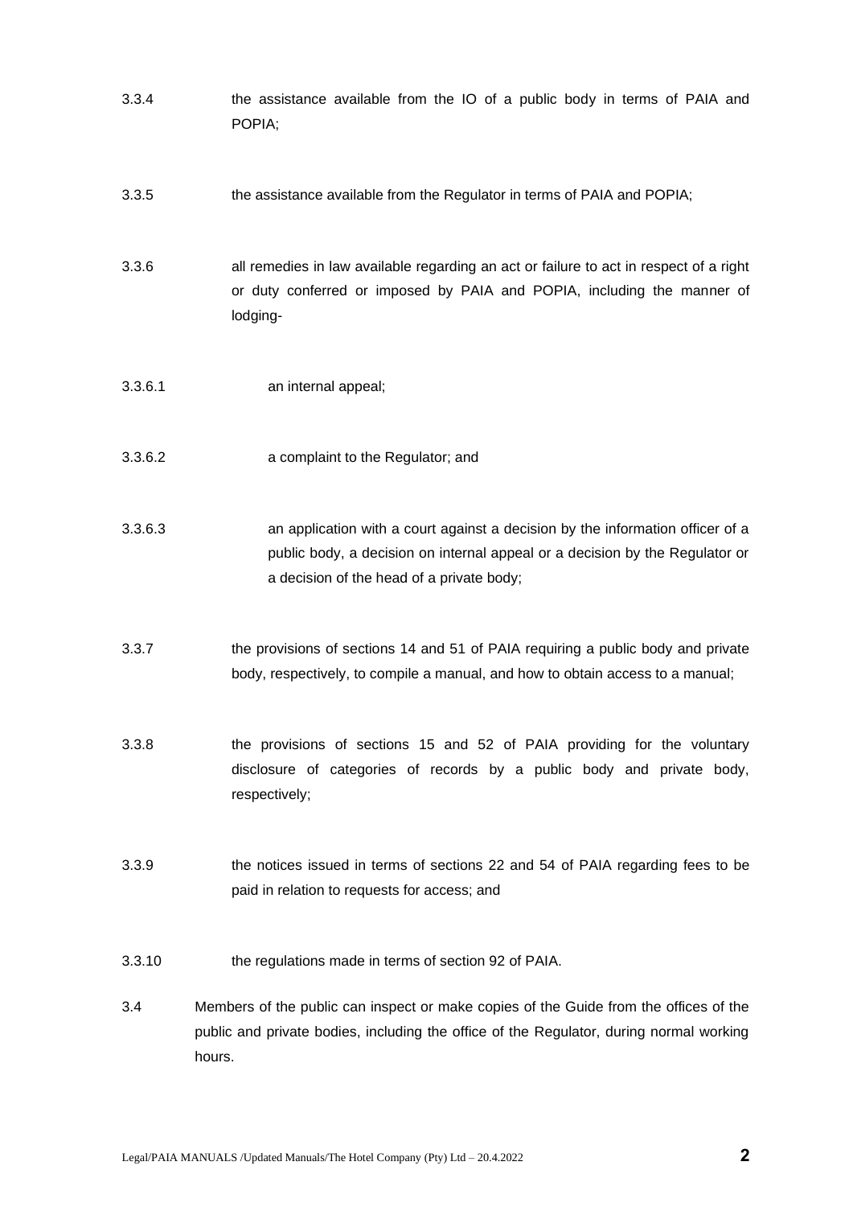3.3.4 the assistance available from the IO of a public body in terms of PAIA and POPIA;

3.3.5 the assistance available from the Regulator in terms of PAIA and POPIA;

3.3.6 all remedies in law available regarding an act or failure to act in respect of a right or duty conferred or imposed by PAIA and POPIA, including the manner of lodging-

3.3.6.1 an internal appeal;

3.3.6.2 a complaint to the Regulator; and

3.3.6.3 an application with a court against a decision by the information officer of a public body, a decision on internal appeal or a decision by the Regulator or a decision of the head of a private body;

3.3.7 the provisions of sections 14 and 51 of PAIA requiring a public body and private body, respectively, to compile a manual, and how to obtain access to a manual;

3.3.8 the provisions of sections 15 and 52 of PAIA providing for the voluntary disclosure of categories of records by a public body and private body, respectively;

3.3.9 the notices issued in terms of sections 22 and 54 of PAIA regarding fees to be paid in relation to requests for access; and

3.3.10 the regulations made in terms of section 92 of PAIA.

3.4 Members of the public can inspect or make copies of the Guide from the offices of the public and private bodies, including the office of the Regulator, during normal working hours.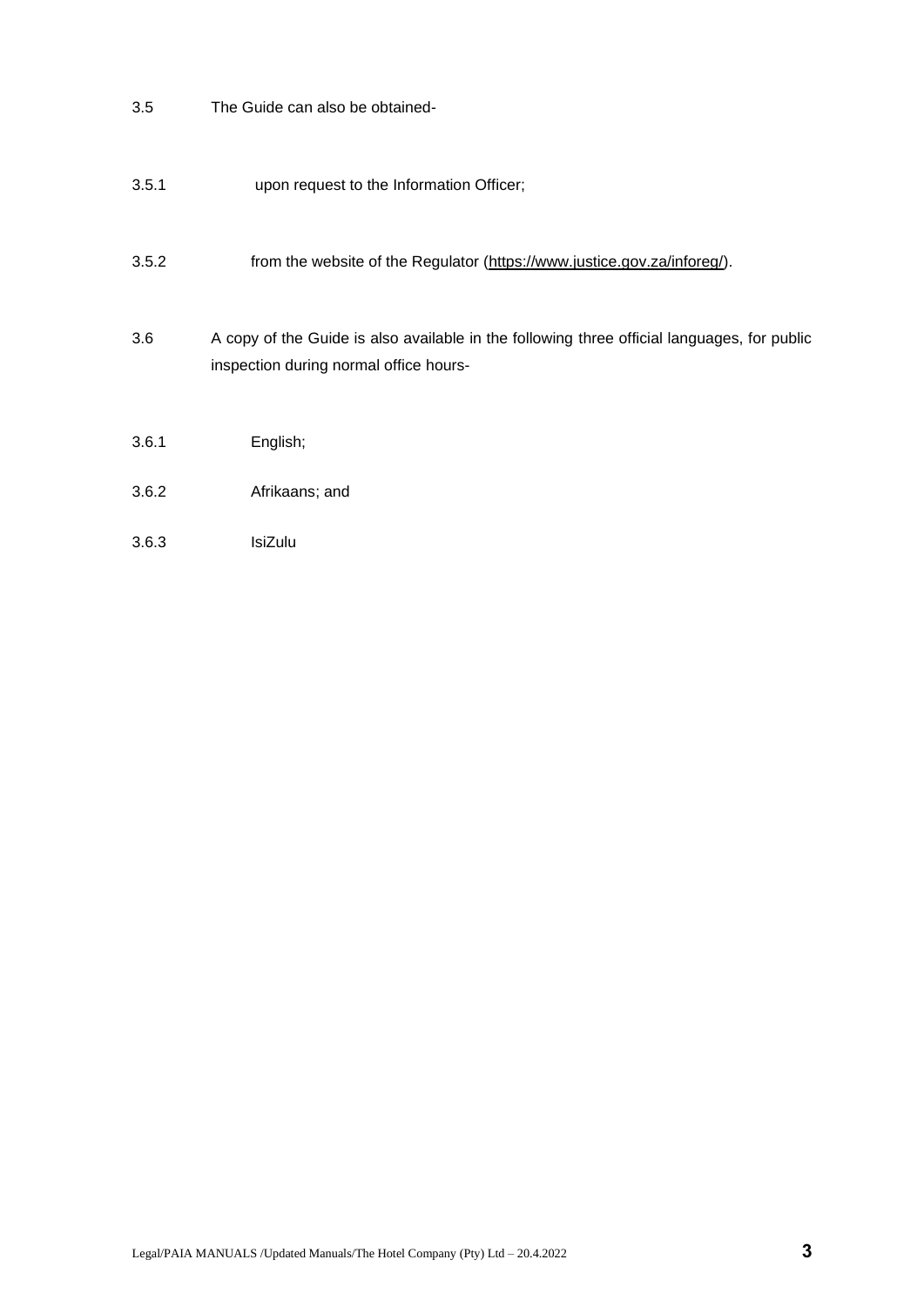3.5 The Guide can also be obtained-

3.5.1 upon request to the Information Officer;

3.5.2 from the website of the Regulator ([https://www.justice.gov.za/inforeg/](https://www.justice.gov.za/inforeg/)).

3.6 A copy of the Guide is also available in the following three official languages, for public inspection during normal office hours-

3.6.1 English;

3.6.2 Afrikaans; and

3.6.3 IsiZulu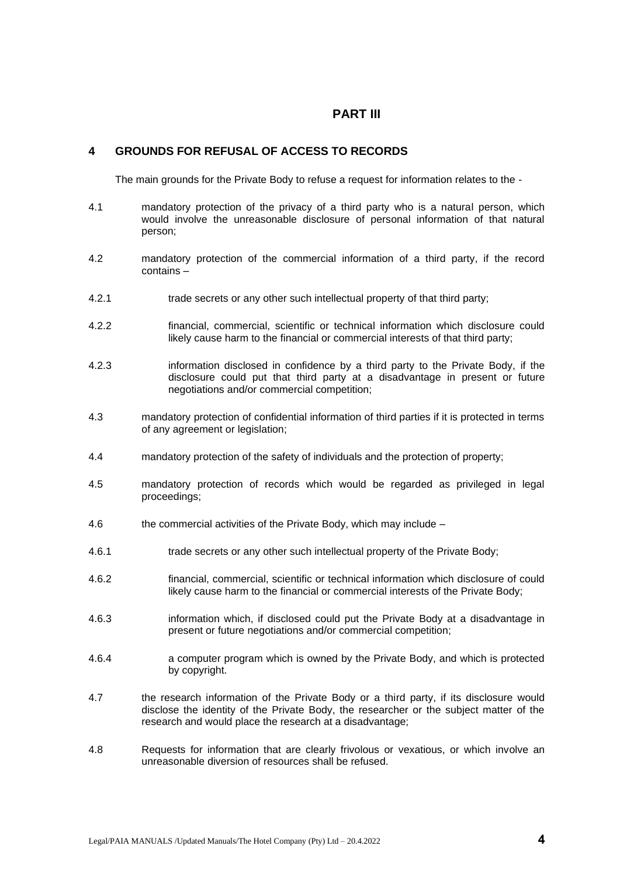# PART III

## 4 GROUNDS FOR REFUSAL OF ACCESS TO RECORDS

The main grounds for the Private Body to refuse a request for information relates to the -

4.1 mandatory protection of the privacy of a third party who is a natural person, which would involve the unreasonable disclosure of personal information of that natural person;

4.2 mandatory protection of the commercial information of a third party, if the record contains –

4.2.1 trade secrets or any other such intellectual property of that third party;

4.2.2 financial, commercial, scientific or technical information which disclosure could likely cause harm to the financial or commercial interests of that third party;

4.2.3 information disclosed in confidence by a third party to the Private Body, if the disclosure could put that third party at a disadvantage in present or future negotiations and/or commercial competition;

4.3 mandatory protection of confidential information of third parties if it is protected in terms of any agreement or legislation;

4.4 mandatory protection of the safety of individuals and the protection of property;

4.5 mandatory protection of records which would be regarded as privileged in legal proceedings;

4.6 the commercial activities of the Private Body, which may include –

4.6.1 trade secrets or any other such intellectual property of the Private Body;

4.6.2 financial, commercial, scientific or technical information which disclosure of could likely cause harm to the financial or commercial interests of the Private Body;

4.6.3 information which, if disclosed could put the Private Body at a disadvantage in present or future negotiations and/or commercial competition;

4.6.4 a computer program which is owned by the Private Body, and which is protected by copyright.

4.7 the research information of the Private Body or a third party, if its disclosure would disclose the identity of the Private Body, the researcher or the subject matter of the research and would place the research at a disadvantage;

4.8 Requests for information that are clearly frivolous or vexatious, or which involve an unreasonable diversion of resources shall be refused.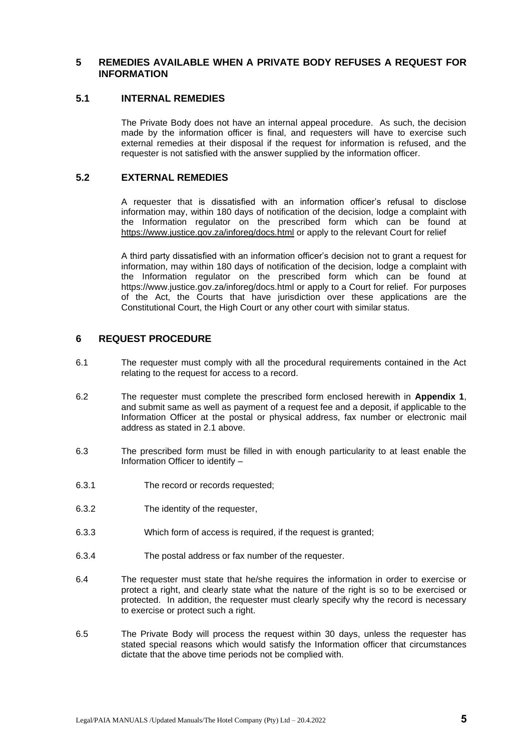## 5 REMEDIES AVAILABLE WHEN A PRIVATE BODY REFUSES A REQUEST FOR INFORMATION

### 5.1 INTERNAL REMEDIES

The Private Body does not have an internal appeal procedure. As such, the decision made by the information officer is final, and requesters will have to exercise such external remedies at their disposal if the request for information is refused, and the requester is not satisfied with the answer supplied by the information officer.

### 5.2 EXTERNAL REMEDIES

A requester that is dissatisfied with an information officer's refusal to disclose information may, within 180 days of notification of the decision, lodge a complaint with the Information regulator on the prescribed form which can be found at https://www.justice.gov.za/inforeg/docs.html or apply to the relevant Court for relief

A third party dissatisfied with an information officer's decision not to grant a request for information, may within 180 days of notification of the decision, lodge a complaint with the Information regulator on the prescribed form which can be found at https://www.justice.gov.za/inforeg/docs.html or apply to a Court for relief. For purposes of the Act, the Courts that have jurisdiction over these applications are the Constitutional Court, the High Court or any other court with similar status.

## 6 REQUEST PROCEDURE

6.1 The requester must comply with all the procedural requirements contained in the Act relating to the request for access to a record.

6.2 The requester must complete the prescribed form enclosed herewith in **Appendix 1**, and submit same as well as payment of a request fee and a deposit, if applicable to the Information Officer at the postal or physical address, fax number or electronic mail address as stated in 2.1 above.

6.3 The prescribed form must be filled in with enough particularity to at least enable the Information Officer to identify –

6.3.1 The record or records requested;

6.3.2 The identity of the requester,

6.3.3 Which form of access is required, if the request is granted;

6.3.4 The postal address or fax number of the requester.

6.4 The requester must state that he/she requires the information in order to exercise or protect a right, and clearly state what the nature of the right is so to be exercised or protected. In addition, the requester must clearly specify why the record is necessary to exercise or protect such a right.

6.5 The Private Body will process the request within 30 days, unless the requester has stated special reasons which would satisfy the Information officer that circumstances dictate that the above time periods not be complied with.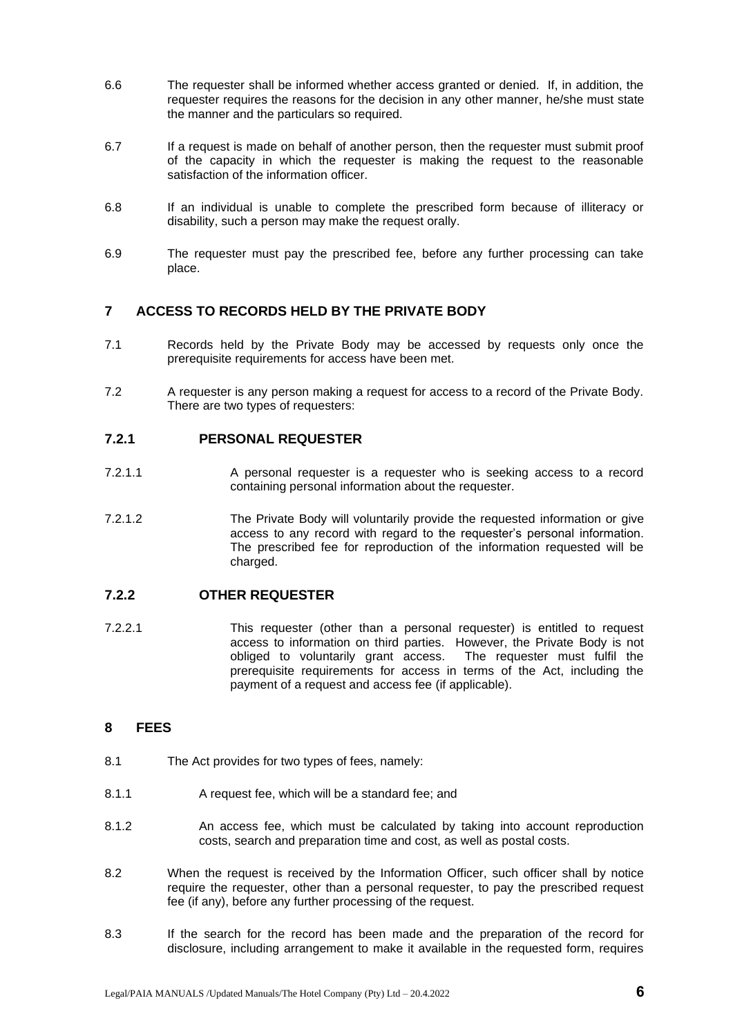6.6 The requester shall be informed whether access granted or denied. If, in addition, the requester requires the reasons for the decision in any other manner, he/she must state the manner and the particulars so required.

6.7 If a request is made on behalf of another person, then the requester must submit proof of the capacity in which the requester is making the request to the reasonable satisfaction of the information officer.

6.8 If an individual is unable to complete the prescribed form because of illiteracy or disability, such a person may make the request orally.

6.9 The requester must pay the prescribed fee, before any further processing can take place.

## 7 ACCESS TO RECORDS HELD BY THE PRIVATE BODY

7.1 Records held by the Private Body may be accessed by requests only once the prerequisite requirements for access have been met.

7.2 A requester is any person making a request for access to a record of the Private Body. There are two types of requesters:

### 7.2.1 PERSONAL REQUESTER

7.2.1.1 A personal requester is a requester who is seeking access to a record containing personal information about the requester.

7.2.1.2 The Private Body will voluntarily provide the requested information or give access to any record with regard to the requester's personal information. The prescribed fee for reproduction of the information requested will be charged.

### 7.2.2 OTHER REQUESTER

7.2.2.1 This requester (other than a personal requester) is entitled to request access to information on third parties. However, the Private Body is not obliged to voluntarily grant access. The requester must fulfil the prerequisite requirements for access in terms of the Act, including the payment of a request and access fee (if applicable).

## 8 FEES

8.1 The Act provides for two types of fees, namely:

8.1.1 A request fee, which will be a standard fee; and

8.1.2 An access fee, which must be calculated by taking into account reproduction costs, search and preparation time and cost, as well as postal costs.

8.2 When the request is received by the Information Officer, such officer shall by notice require the requester, other than a personal requester, to pay the prescribed request fee (if any), before any further processing of the request.

8.3 If the search for the record has been made and the preparation of the record for disclosure, including arrangement to make it available in the requested form, requires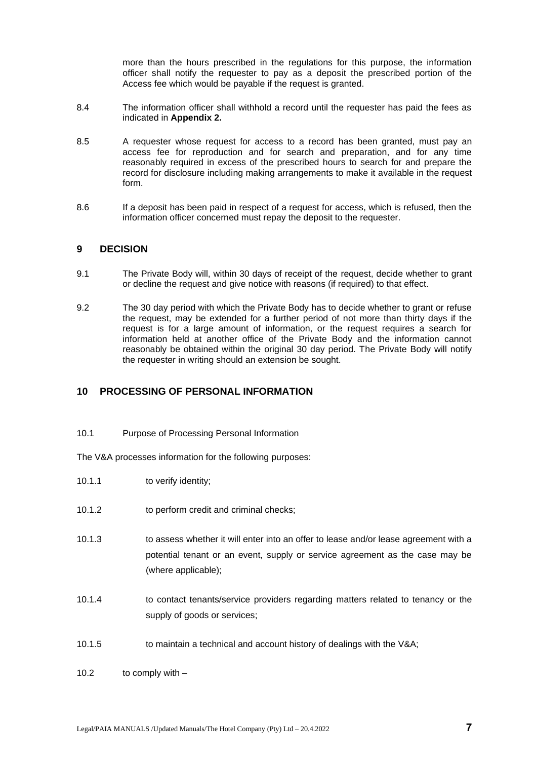more than the hours prescribed in the regulations for this purpose, the information officer shall notify the requester to pay as a deposit the prescribed portion of the Access fee which would be payable if the request is granted.

8.4 The information officer shall withhold a record until the requester has paid the fees as indicated in **Appendix 2.**

8.5 A requester whose request for access to a record has been granted, must pay an access fee for reproduction and for search and preparation, and for any time reasonably required in excess of the prescribed hours to search for and prepare the record for disclosure including making arrangements to make it available in the request form.

8.6 If a deposit has been paid in respect of a request for access, which is refused, then the information officer concerned must repay the deposit to the requester.

## 9 DECISION

9.1 The Private Body will, within 30 days of receipt of the request, decide whether to grant or decline the request and give notice with reasons (if required) to that effect.

9.2 The 30 day period with which the Private Body has to decide whether to grant or refuse the request, may be extended for a further period of not more than thirty days if the request is for a large amount of information, or the request requires a search for information held at another office of the Private Body and the information cannot reasonably be obtained within the original 30 day period. The Private Body will notify the requester in writing should an extension be sought.

## 10 PROCESSING OF PERSONAL INFORMATION

10.1 Purpose of Processing Personal Information

The V&A processes information for the following purposes:

10.1.1 to verify identity;

10.1.2 to perform credit and criminal checks;

10.1.3 to assess whether it will enter into an offer to lease and/or lease agreement with a potential tenant or an event, supply or service agreement as the case may be (where applicable);

10.1.4 to contact tenants/service providers regarding matters related to tenancy or the supply of goods or services;

10.1.5 to maintain a technical and account history of dealings with the V&A;

10.2 to comply with –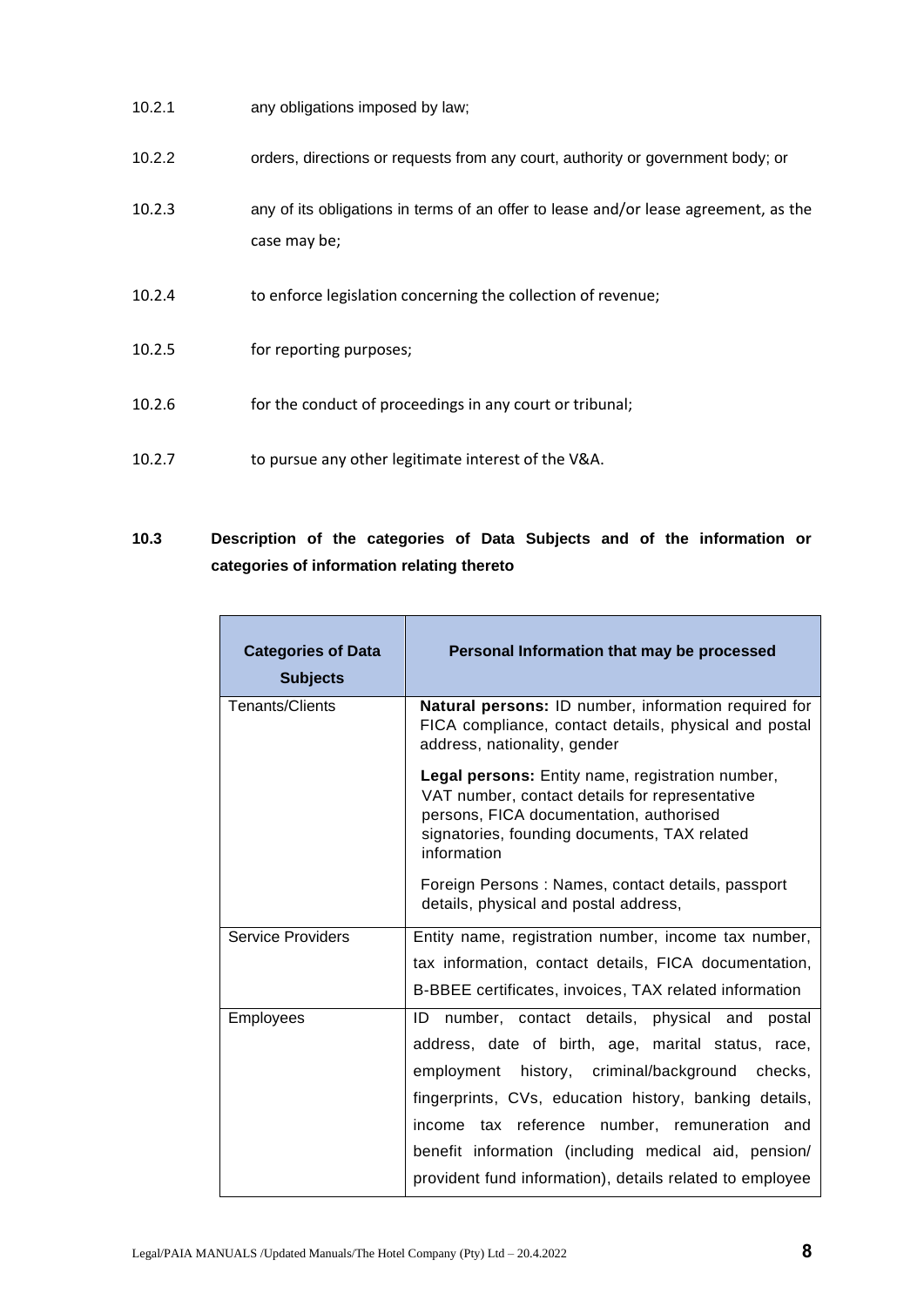10.2.1 any obligations imposed by law;

10.2.2 orders, directions or requests from any court, authority or government body; or

10.2.3 any of its obligations in terms of an offer to lease and/or lease agreement, as the case may be;

10.2.4 to enforce legislation concerning the collection of revenue;

10.2.5 for reporting purposes;

10.2.6 for the conduct of proceedings in any court or tribunal;

10.2.7 to pursue any other legitimate interest of the V&A.

### 10.3 Description of the categories of Data Subjects and of the information or categories of information relating thereto

| Categories of Data Subjects | Personal Information that may be processed |
|---|---|
| Tenants/Clients | **Natural persons:** ID number, information required for FICA compliance, contact details, physical and postal address, nationality, gender<br><br>**Legal persons:** Entity name, registration number, VAT number, contact details for representative persons, FICA documentation, authorised signatories, founding documents, TAX related information<br><br>Foreign Persons : Names, contact details, passport details, physical and postal address, |
| Service Providers | Entity name, registration number, income tax number, tax information, contact details, FICA documentation, B-BBEE certificates, invoices, TAX related information |
| Employees | ID number, contact details, physical and postal address, date of birth, age, marital status, race, employment history, criminal/background checks, fingerprints, CVs, education history, banking details, income tax reference number, remuneration and benefit information (including medical aid, pension/ provident fund information), details related to employee |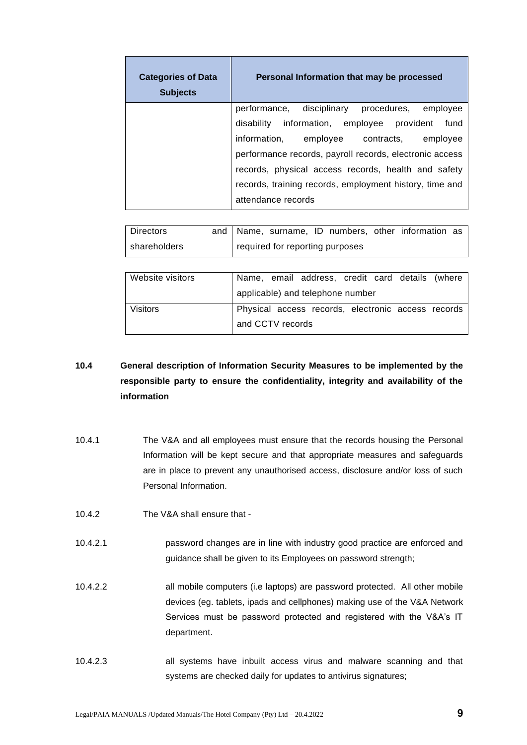| Categories of Data Subjects | Personal Information that may be processed |
|---|---|
| | performance, disciplinary procedures, employee disability information, employee provident fund information, employee contracts, employee performance records, payroll records, electronic access records, physical access records, health and safety records, training records, employment history, time and attendance records |
| Directors and shareholders | Name, surname, ID numbers, other information as required for reporting purposes |
| Website visitors | Name, email address, credit card details (where applicable) and telephone number |
| Visitors | Physical access records, electronic access records and CCTV records |

**10.4 General description of Information Security Measures to be implemented by the responsible party to ensure the confidentiality, integrity and availability of the information**

10.4.1 The V&A and all employees must ensure that the records housing the Personal Information will be kept secure and that appropriate measures and safeguards are in place to prevent any unauthorised access, disclosure and/or loss of such Personal Information.

10.4.2 The V&A shall ensure that -

10.4.2.1 password changes are in line with industry good practice are enforced and guidance shall be given to its Employees on password strength;

10.4.2.2 all mobile computers (i.e laptops) are password protected. All other mobile devices (eg. tablets, ipads and cellphones) making use of the V&A Network Services must be password protected and registered with the V&A's IT department.

10.4.2.3 all systems have inbuilt access virus and malware scanning and that systems are checked daily for updates to antivirus signatures;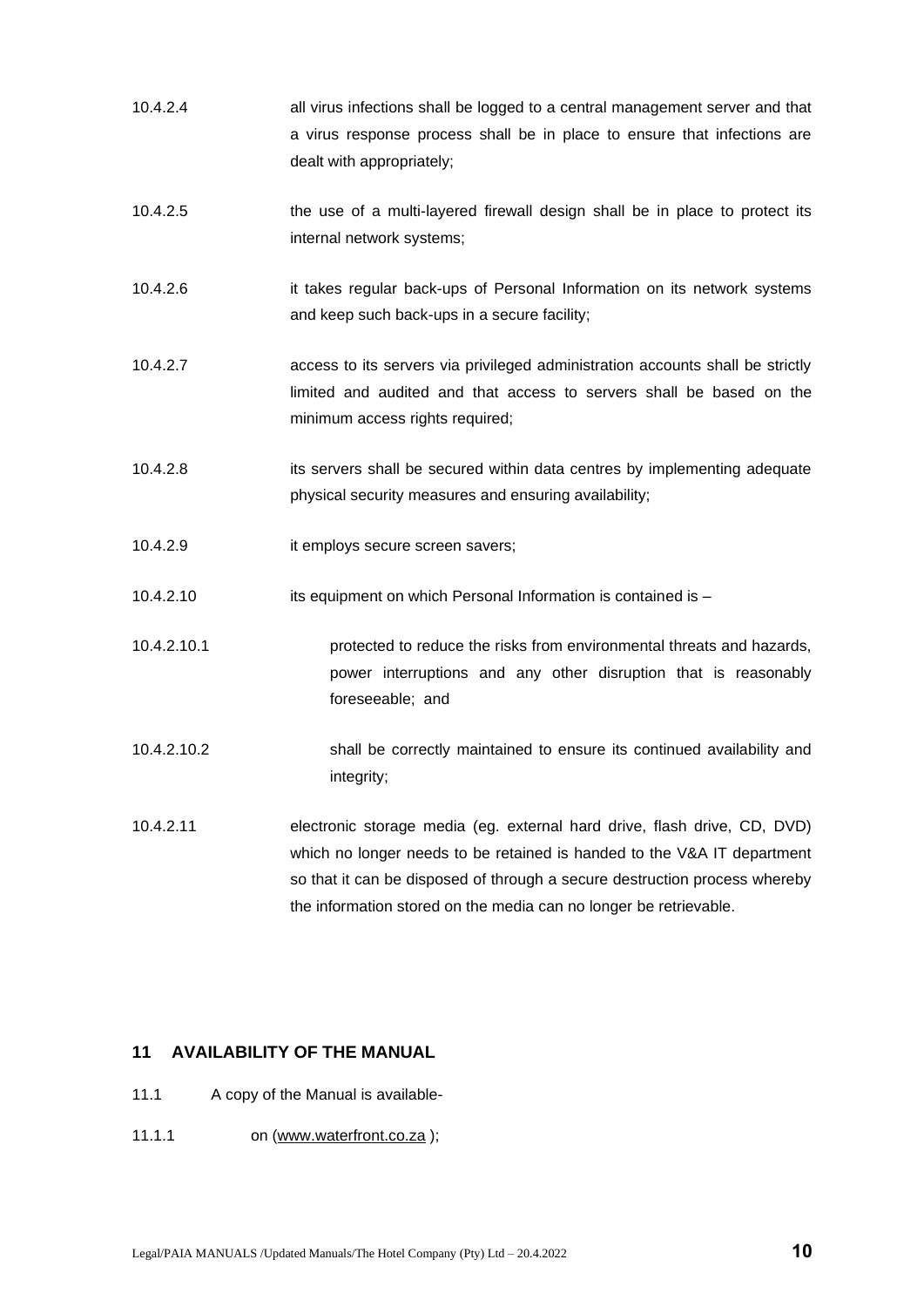10.4.2.4 all virus infections shall be logged to a central management server and that a virus response process shall be in place to ensure that infections are dealt with appropriately;

10.4.2.5 the use of a multi-layered firewall design shall be in place to protect its internal network systems;

10.4.2.6 it takes regular back-ups of Personal Information on its network systems and keep such back-ups in a secure facility;

10.4.2.7 access to its servers via privileged administration accounts shall be strictly limited and audited and that access to servers shall be based on the minimum access rights required;

10.4.2.8 its servers shall be secured within data centres by implementing adequate physical security measures and ensuring availability;

10.4.2.9 it employs secure screen savers;

10.4.2.10 its equipment on which Personal Information is contained is –

10.4.2.10.1 protected to reduce the risks from environmental threats and hazards, power interruptions and any other disruption that is reasonably foreseeable; and

10.4.2.10.2 shall be correctly maintained to ensure its continued availability and integrity;

10.4.2.11 electronic storage media (eg. external hard drive, flash drive, CD, DVD) which no longer needs to be retained is handed to the V&A IT department so that it can be disposed of through a secure destruction process whereby the information stored on the media can no longer be retrievable.

## 11 AVAILABILITY OF THE MANUAL

11.1 A copy of the Manual is available-

11.1.1 on (www.waterfront.co.za );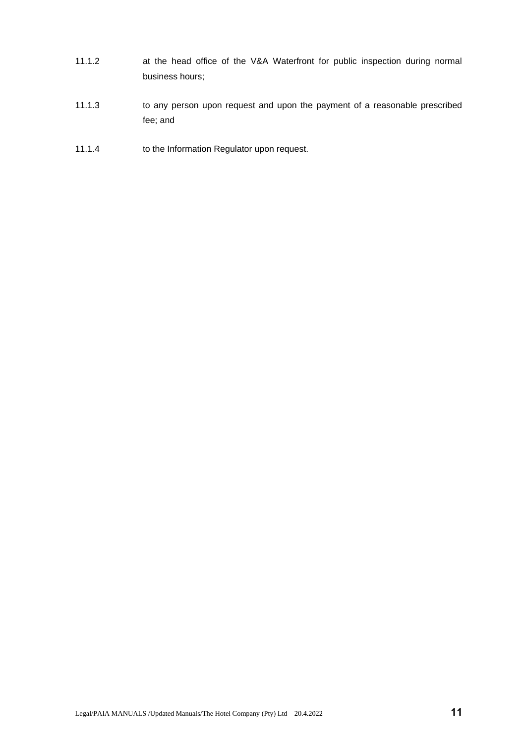11.1.2 at the head office of the V&A Waterfront for public inspection during normal business hours;

11.1.3 to any person upon request and upon the payment of a reasonable prescribed fee; and

11.1.4 to the Information Regulator upon request.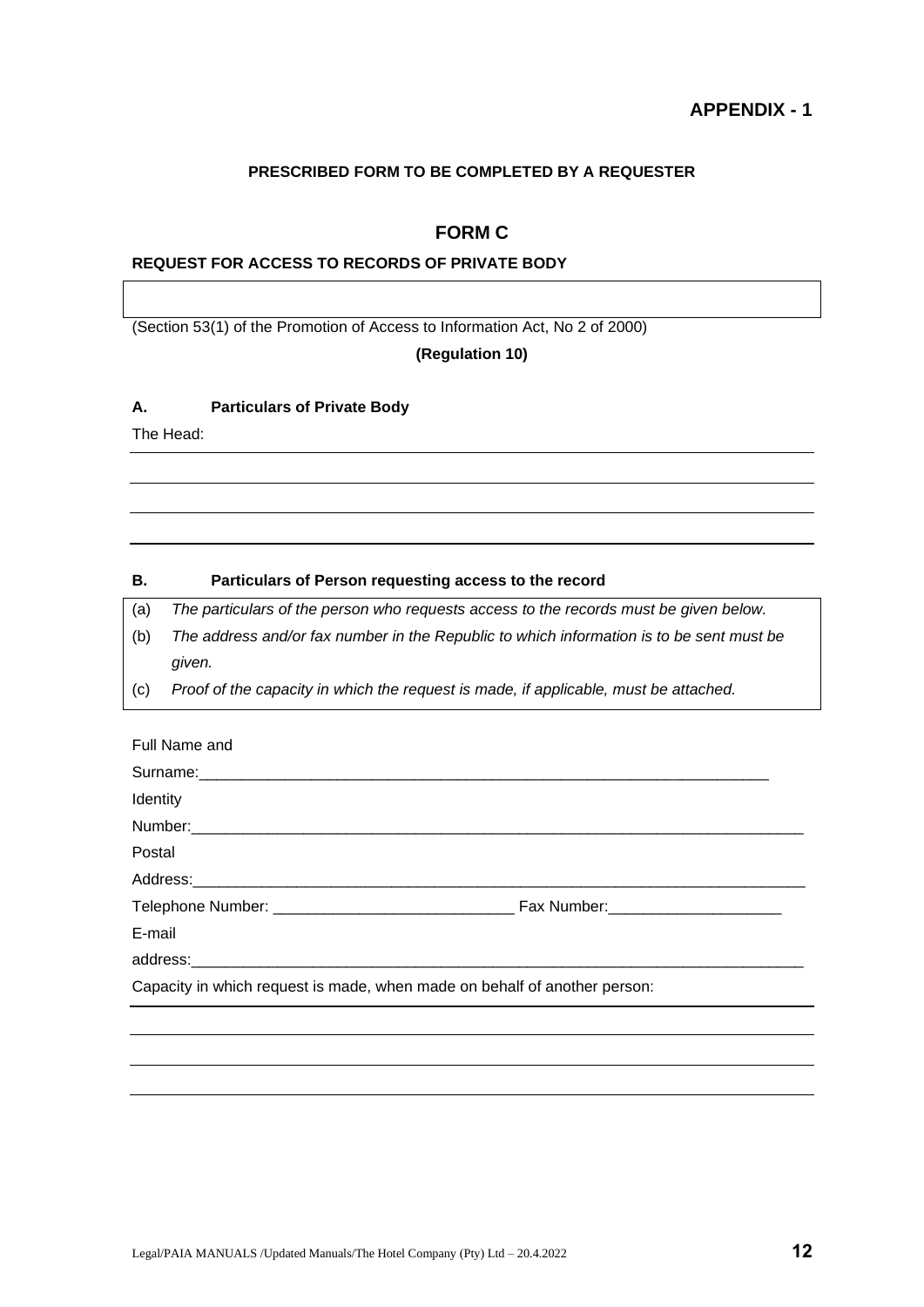**APPENDIX - 1**

**PRESCRIBED FORM TO BE COMPLETED BY A REQUESTER**

## FORM C

**REQUEST FOR ACCESS TO RECORDS OF PRIVATE BODY**

(Section 53(1) of the Promotion of Access to Information Act, No 2 of 2000)

**(Regulation 10)**

**A. Particulars of Private Body**

The Head:

______________________________________________________________________________

______________________________________________________________________________

______________________________________________________________________________

______________________________________________________________________________

**B. Particulars of Person requesting access to the record**

(a) *The particulars of the person who requests access to the records must be given below.*

(b) *The address and/or fax number in the Republic to which information is to be sent must be given.*

(c) *Proof of the capacity in which the request is made, if applicable, must be attached.*

Full Name and Surname:______________________________________________________________________

Identity Number:__________________________________________________________________________

Postal Address:___________________________________________________________________________

Telephone Number: ____________________________ Fax Number:____________________

E-mail address:___________________________________________________________________________

Capacity in which request is made, when made on behalf of another person:

______________________________________________________________________________

______________________________________________________________________________

______________________________________________________________________________

______________________________________________________________________________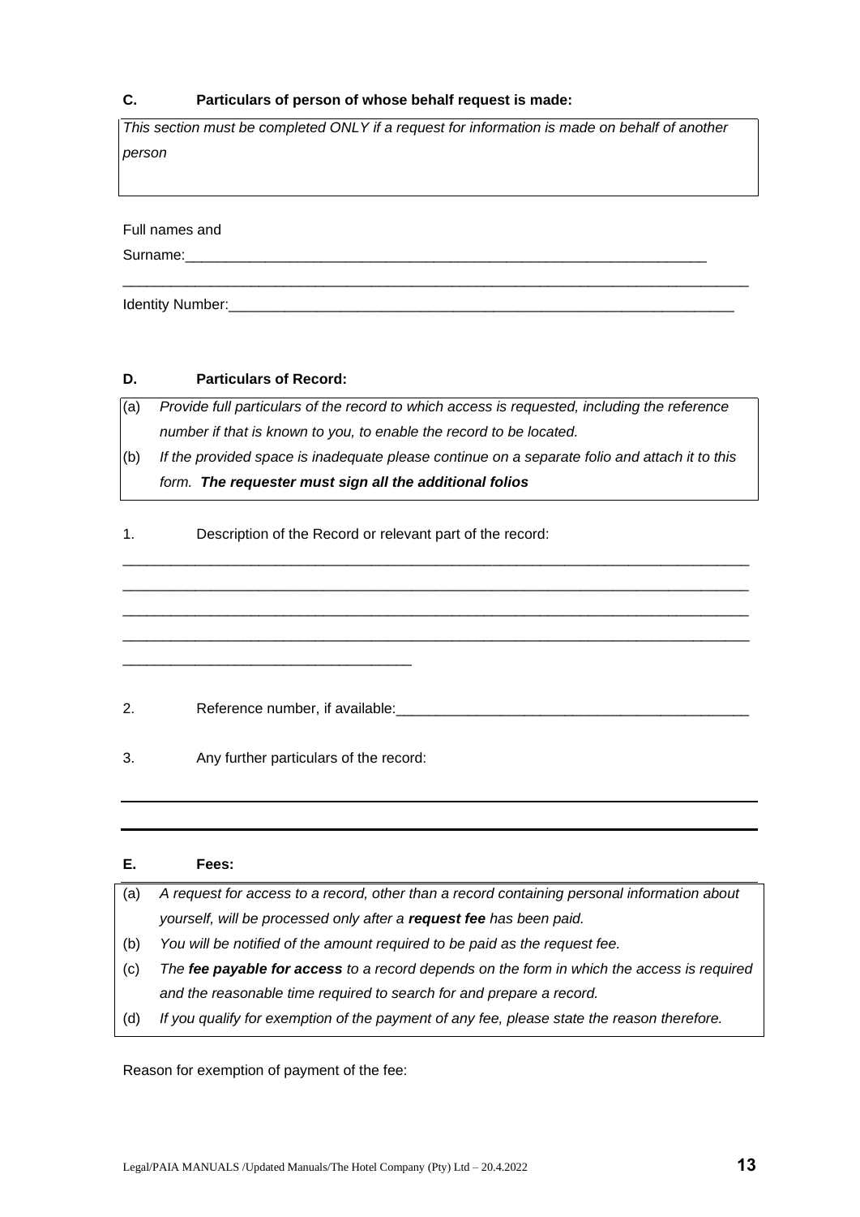**C. Particulars of person of whose behalf request is made:**

*This section must be completed ONLY if a request for information is made on behalf of another person*

Full names and Surname:_____________________________________________________________________

_________________________________________________________________________________

Identity Number:_________________________________________________________________

**D. Particulars of Record:**

(a) *Provide full particulars of the record to which access is requested, including the reference number if that is known to you, to enable the record to be located.*

(b) *If the provided space is inadequate please continue on a separate folio and attach it to this form.* ***The requester must sign all the additional folios***

1. Description of the Record or relevant part of the record:

_________________________________________________________________________________

_________________________________________________________________________________

_________________________________________________________________________________

_________________________________________________________________________________

___________________________________

2. Reference number, if available:_____________________________________________

3. Any further particulars of the record:

_________________________________________________________________________________

_________________________________________________________________________________

**E. Fees:**

(a) *A request for access to a record, other than a record containing personal information about yourself, will be processed only after a* ***request fee*** *has been paid.*

(b) *You will be notified of the amount required to be paid as the request fee.*

(c) *The* ***fee payable for access*** *to a record depends on the form in which the access is required and the reasonable time required to search for and prepare a record.*

(d) *If you qualify for exemption of the payment of any fee, please state the reason therefore.*

Reason for exemption of payment of the fee: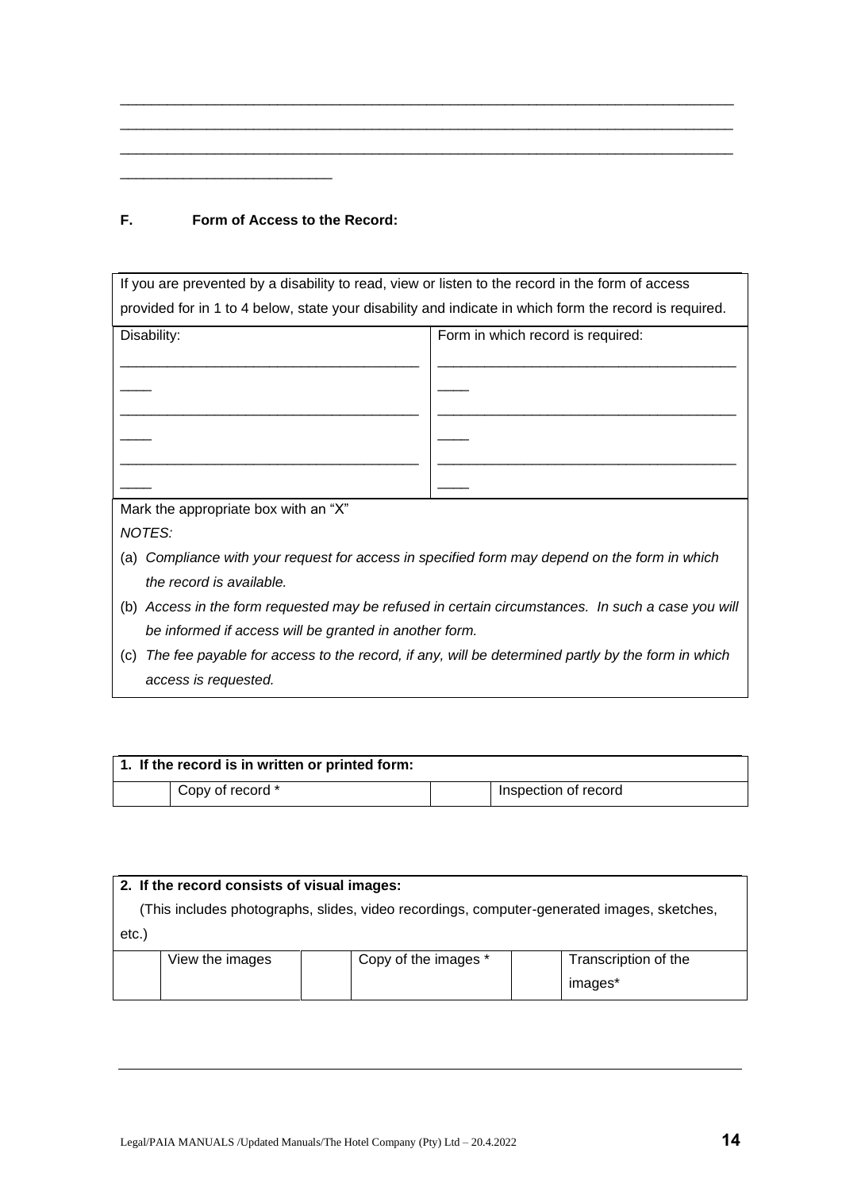\_\_\_\_\_\_\_\_\_\_\_\_\_\_\_\_\_\_\_\_\_\_\_\_\_\_\_\_\_\_\_\_\_\_\_\_\_\_\_\_\_\_\_\_\_\_\_\_\_\_\_\_\_\_\_\_\_\_\_\_\_\_\_\_\_\_\_\_\_\_\_\_\_\_\_\_\_\_
\_\_\_\_\_\_\_\_\_\_\_\_\_\_\_\_\_\_\_\_\_\_\_\_\_\_\_\_\_\_\_\_\_\_\_\_\_\_\_\_\_\_\_\_\_\_\_\_\_\_\_\_\_\_\_\_\_\_\_\_\_\_\_\_\_\_\_\_\_\_\_\_\_\_\_\_\_\_
\_\_\_\_\_\_\_\_\_\_\_\_\_\_\_\_\_\_\_\_\_\_\_\_\_\_\_\_\_\_\_\_\_\_\_\_\_\_\_\_\_\_\_\_\_\_\_\_\_\_\_\_\_\_\_\_\_\_\_\_\_\_\_\_\_\_\_\_\_\_\_\_\_\_\_\_\_\_
\_\_\_\_\_\_\_\_\_\_\_\_\_\_\_\_\_\_\_\_\_\_\_\_\_\_\_\_

**F. Form of Access to the Record:**

| If you are prevented by a disability to read, view or listen to the record in the form of access provided for in 1 to 4 below, state your disability and indicate in which form the record is required. | |
|---|---|
| Disability: | Form in which record is required: |
| \_\_\_\_\_\_\_\_\_\_\_\_\_\_\_\_\_\_\_\_\_\_\_\_\_\_\_\_\_\_\_\_\_\_\_\_\_\_\_\_ | \_\_\_\_\_\_\_\_\_\_\_\_\_\_\_\_\_\_\_\_\_\_\_\_\_\_\_\_\_\_\_\_\_\_\_\_\_\_\_\_ |
| \_\_\_\_\_\_\_\_\_\_\_\_\_\_\_\_\_\_\_\_\_\_\_\_\_\_\_\_\_\_\_\_\_\_\_\_\_\_\_\_ | \_\_\_\_\_\_\_\_\_\_\_\_\_\_\_\_\_\_\_\_\_\_\_\_\_\_\_\_\_\_\_\_\_\_\_\_\_\_\_\_ |
| \_\_\_\_\_\_\_\_\_\_\_\_\_\_\_\_\_\_\_\_\_\_\_\_\_\_\_\_\_\_\_\_\_\_\_\_\_\_\_\_ | \_\_\_\_\_\_\_\_\_\_\_\_\_\_\_\_\_\_\_\_\_\_\_\_\_\_\_\_\_\_\_\_\_\_\_\_\_\_\_\_ |

Mark the appropriate box with an "X"

*NOTES:*

(a) *Compliance with your request for access in specified form may depend on the form in which the record is available.*

(b) *Access in the form requested may be refused in certain circumstances. In such a case you will be informed if access will be granted in another form.*

(c) *The fee payable for access to the record, if any, will be determined partly by the form in which access is requested.*

| **1. If the record is in written or printed form:** | | | |
|---|---|---|---|
| | Copy of record * | | Inspection of record |

| **2. If the record consists of visual images:** (This includes photographs, slides, video recordings, computer-generated images, sketches, etc.) | | | | | |
|---|---|---|---|---|---|
| | View the images | | Copy of the images * | | Transcription of the images* |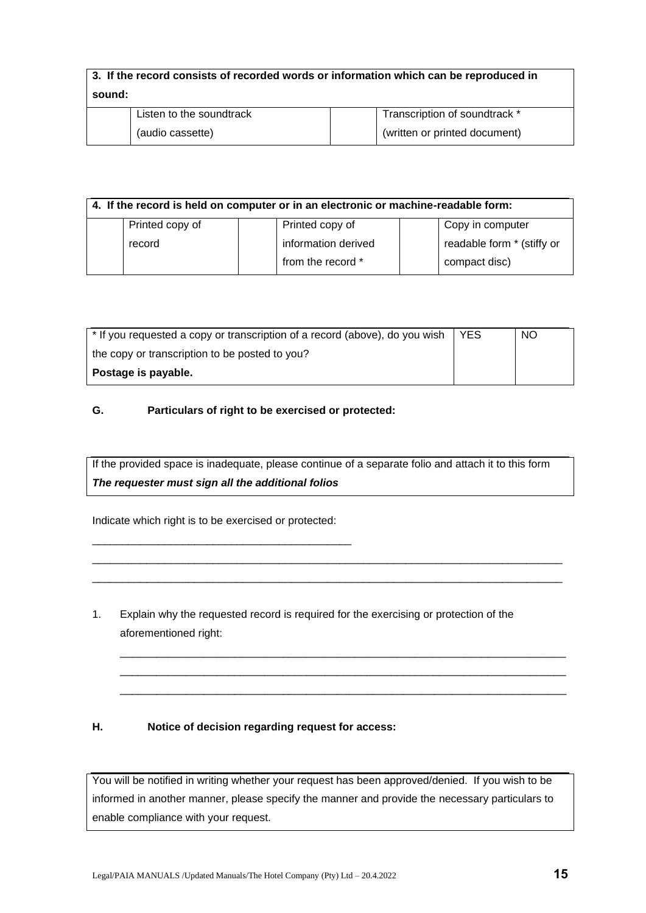| **3. If the record consists of recorded words or information which can be reproduced in sound:** | | | |
|---|---|---|---|
| | Listen to the soundtrack (audio cassette) | | Transcription of soundtrack * (written or printed document) |

| **4. If the record is held on computer or in an electronic or machine-readable form:** | | | | | |
|---|---|---|---|---|---|
| | Printed copy of record | | Printed copy of information derived from the record * | | Copy in computer readable form * (stiffy or compact disc) |

| * If you requested a copy or transcription of a record (above), do you wish the copy or transcription to be posted to you? **Postage is payable.** | YES | NO |
|---|---|---|

**G. Particulars of right to be exercised or protected:**

| If the provided space is inadequate, please continue of a separate folio and attach it to this form ***The requester must sign all the additional folios*** |
|---|

Indicate which right is to be exercised or protected:

_____________________________________________

_________________________________________________________________________________

_________________________________________________________________________________

1. Explain why the requested record is required for the exercising or protection of the aforementioned right:

   _____________________________________________________________________________

   _____________________________________________________________________________

   _____________________________________________________________________________

**H. Notice of decision regarding request for access:**

| You will be notified in writing whether your request has been approved/denied. If you wish to be informed in another manner, please specify the manner and provide the necessary particulars to enable compliance with your request. |
|---|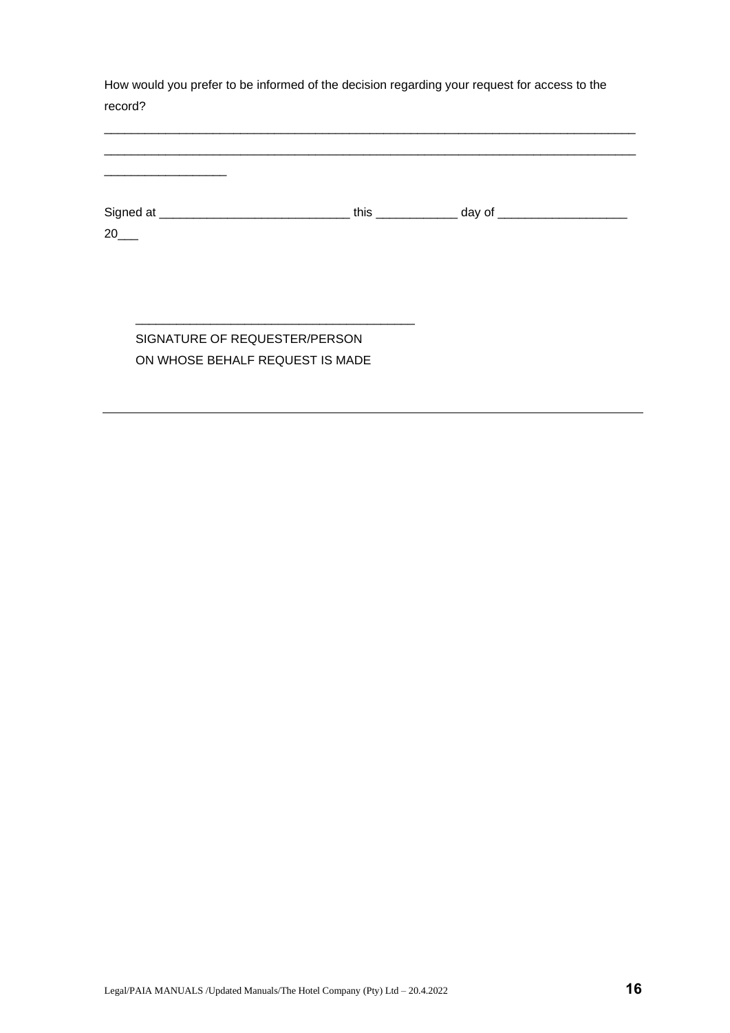How would you prefer to be informed of the decision regarding your request for access to the record?

________________________________________________________________________________
________________________________________________________________________________
__________________

Signed at ____________________________ this ____________ day of ___________________ 20___

_________________________________________
SIGNATURE OF REQUESTER/PERSON
ON WHOSE BEHALF REQUEST IS MADE

---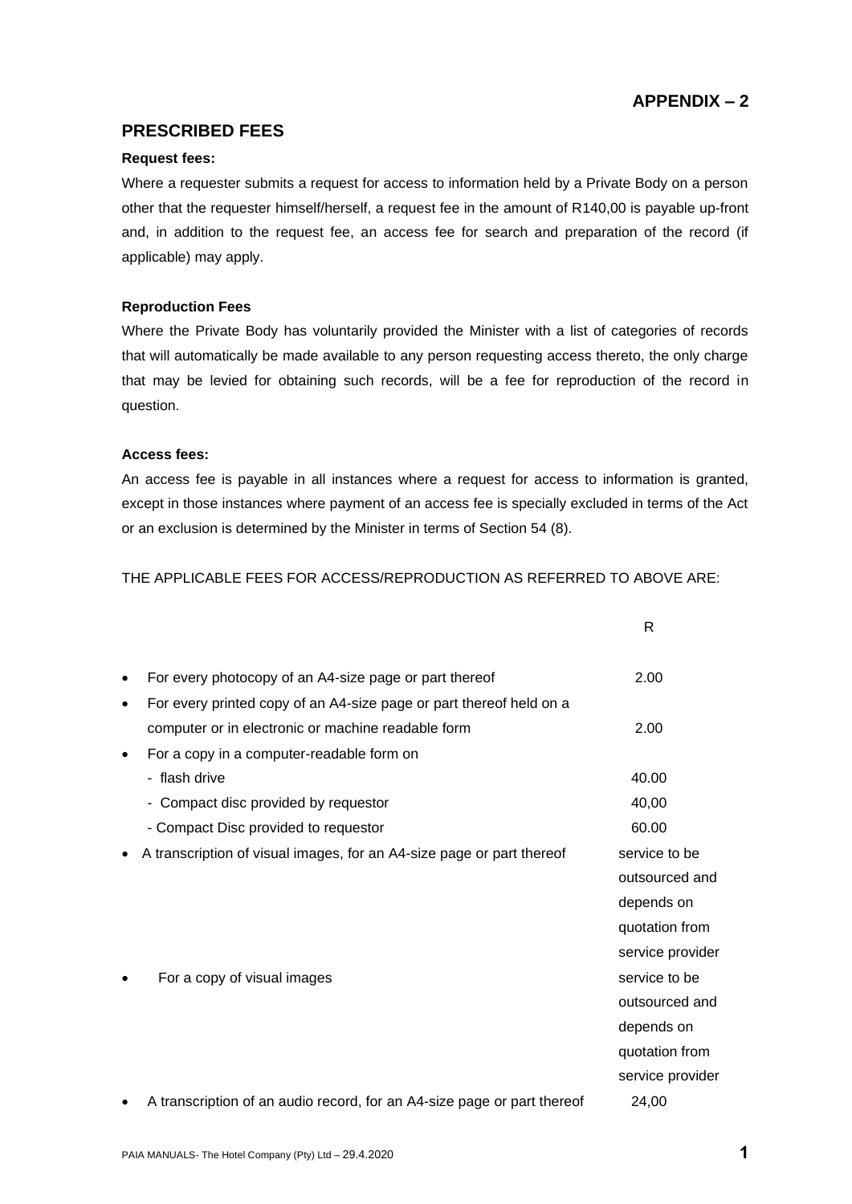## APPENDIX – 2

## PRESCRIBED FEES

**Request fees:**

Where a requester submits a request for access to information held by a Private Body on a person other that the requester himself/herself, a request fee in the amount of R140,00 is payable up-front and, in addition to the request fee, an access fee for search and preparation of the record (if applicable) may apply.

**Reproduction Fees**

Where the Private Body has voluntarily provided the Minister with a list of categories of records that will automatically be made available to any person requesting access thereto, the only charge that may be levied for obtaining such records, will be a fee for reproduction of the record in question.

**Access fees:**

An access fee is payable in all instances where a request for access to information is granted, except in those instances where payment of an access fee is specially excluded in terms of the Act or an exclusion is determined by the Minister in terms of Section 54 (8).

THE APPLICABLE FEES FOR ACCESS/REPRODUCTION AS REFERRED TO ABOVE ARE:

| | R |
|---|---|
| • For every photocopy of an A4-size page or part thereof | 2.00 |
| • For every printed copy of an A4-size page or part thereof held on a computer or in electronic or machine readable form | 2.00 |
| • For a copy in a computer-readable form on | |
| - flash drive | 40.00 |
| - Compact disc provided by requestor | 40,00 |
| - Compact Disc provided to requestor | 60.00 |
| • A transcription of visual images, for an A4-size page or part thereof | service to be outsourced and depends on quotation from service provider |
| • For a copy of visual images | service to be outsourced and depends on quotation from service provider |
| • A transcription of an audio record, for an A4-size page or part thereof | 24,00 |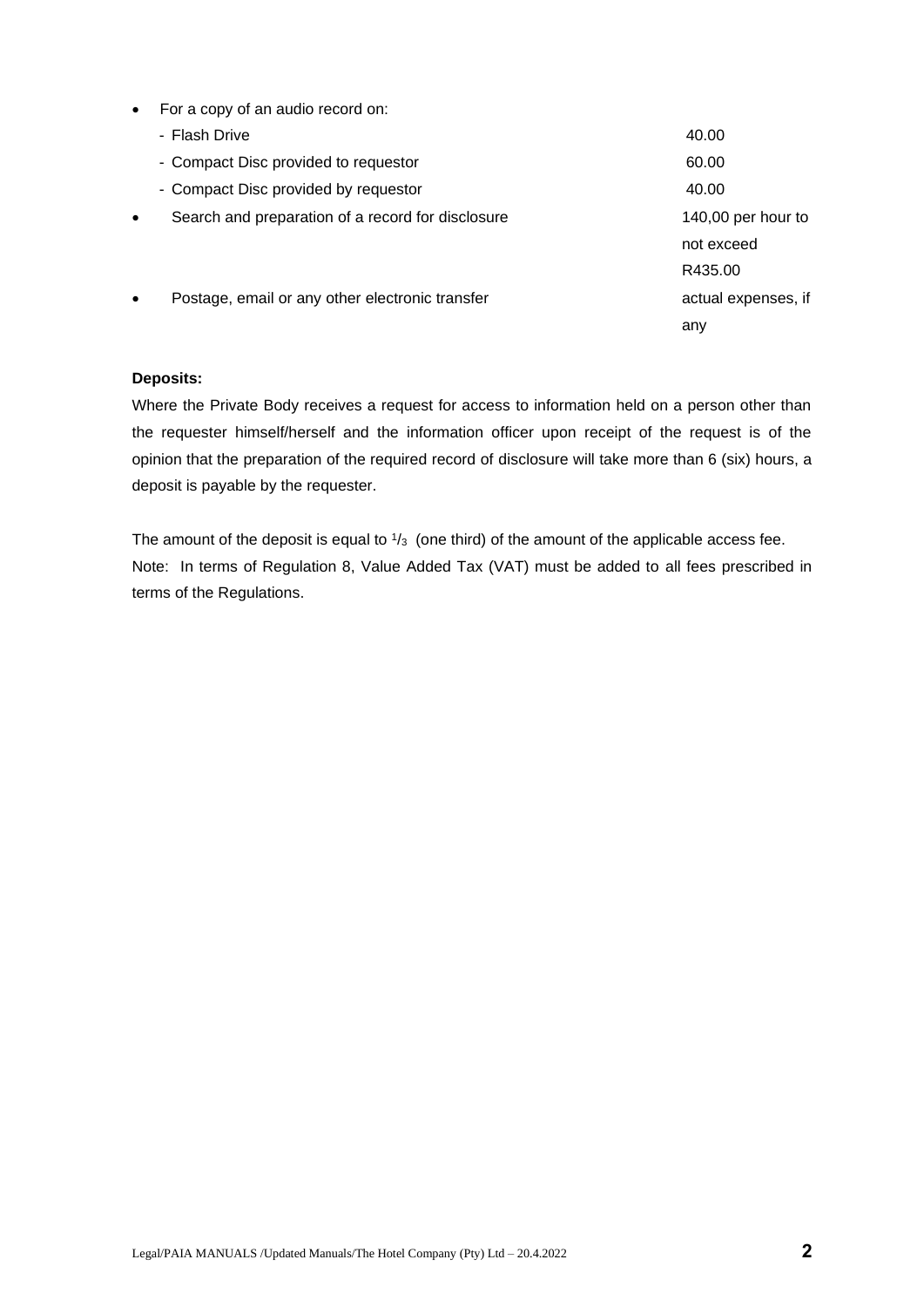- For a copy of an audio record on:

| | |
|---|---|
| - Flash Drive | 40.00 |
| - Compact Disc provided to requestor | 60.00 |
| - Compact Disc provided by requestor | 40.00 |

- Search and preparation of a record for disclosure — 140,00 per hour to not exceed R435.00
- Postage, email or any other electronic transfer — actual expenses, if any

**Deposits:**

Where the Private Body receives a request for access to information held on a person other than the requester himself/herself and the information officer upon receipt of the request is of the opinion that the preparation of the required record of disclosure will take more than 6 (six) hours, a deposit is payable by the requester.

The amount of the deposit is equal to $^1/_3$ (one third) of the amount of the applicable access fee.

Note: In terms of Regulation 8, Value Added Tax (VAT) must be added to all fees prescribed in terms of the Regulations.